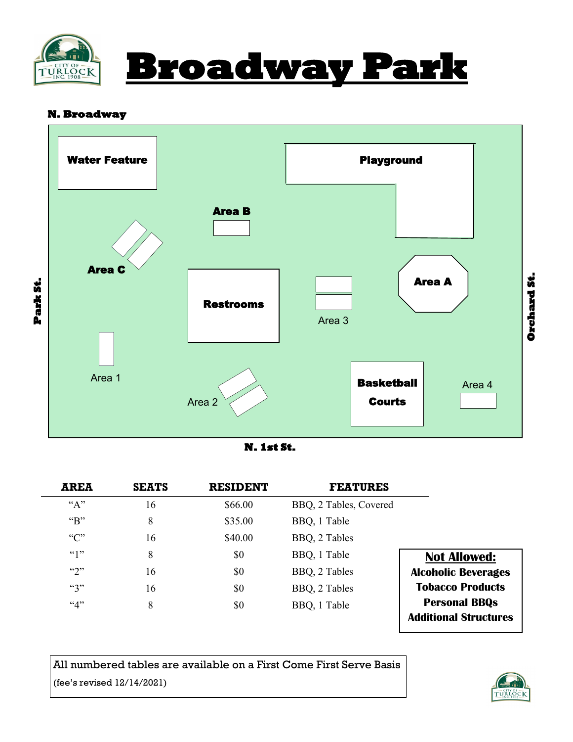# Broadway Park

**N. Broadway**

Water Feature

Playground

Area B

Area C

Restrooms

Area 3

Area A

Park St.

Orchard St.

Area 1

Area 2

Basketball Courts

Area 4

**N. 1st St.**

| AREA | SEATS | RESIDENT | FEATURES |
|---|---|---|---|
| "A" | 16 | $66.00 | BBQ, 2 Tables, Covered |
| "B" | 8 | $35.00 | BBQ, 1 Table |
| "C" | 16 | $40.00 | BBQ, 2 Tables |
| "1" | 8 | $0 | BBQ, 1 Table |
| "2" | 16 | $0 | BBQ, 2 Tables |
| "3" | 16 | $0 | BBQ, 2 Tables |
| "4" | 8 | $0 | BBQ, 1 Table |

**Not Allowed:**

**Alcoholic Beverages**
**Tobacco Products**
**Personal BBQs**
**Additional Structures**

All numbered tables are available on a First Come First Serve Basis

(fee's revised 12/14/2021)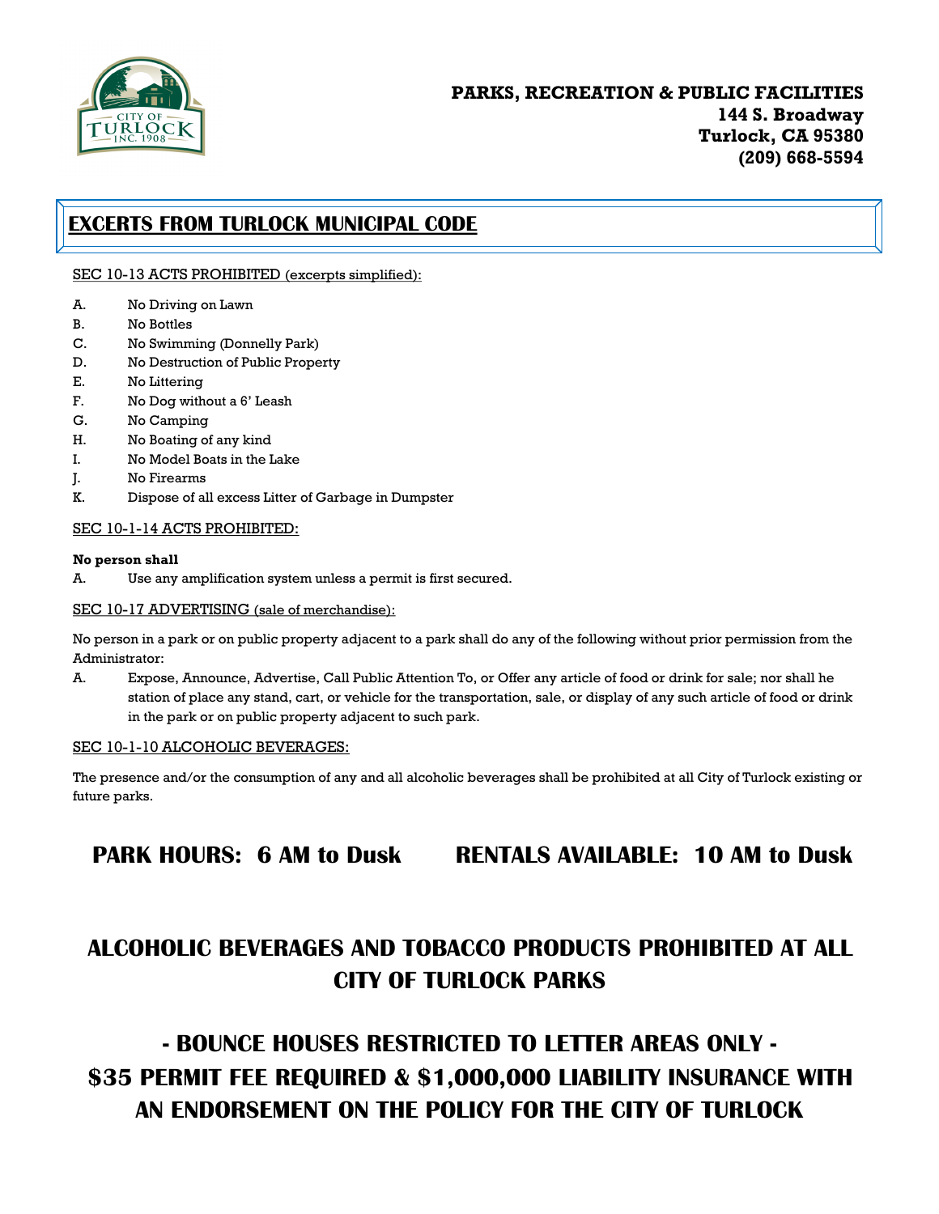**PARKS, RECREATION & PUBLIC FACILITIES**
**144 S. Broadway**
**Turlock, CA 95380**
**(209) 668-5594**

## EXCERTS FROM TURLOCK MUNICIPAL CODE

SEC 10-13 ACTS PROHIBITED (excerpts simplified):

A. No Driving on Lawn
B. No Bottles
C. No Swimming (Donnelly Park)
D. No Destruction of Public Property
E. No Littering
F. No Dog without a 6' Leash
G. No Camping
H. No Boating of any kind
I. No Model Boats in the Lake
J. No Firearms
K. Dispose of all excess Litter of Garbage in Dumpster

SEC 10-1-14 ACTS PROHIBITED:

**No person shall**

A. Use any amplification system unless a permit is first secured.

SEC 10-17 ADVERTISING (sale of merchandise):

No person in a park or on public property adjacent to a park shall do any of the following without prior permission from the Administrator:

A. Expose, Announce, Advertise, Call Public Attention To, or Offer any article of food or drink for sale; nor shall he station of place any stand, cart, or vehicle for the transportation, sale, or display of any such article of food or drink in the park or on public property adjacent to such park.

SEC 10-1-10 ALCOHOLIC BEVERAGES:

The presence and/or the consumption of any and all alcoholic beverages shall be prohibited at all City of Turlock existing or future parks.

**PARK HOURS: 6 AM to Dusk RENTALS AVAILABLE: 10 AM to Dusk**

## ALCOHOLIC BEVERAGES AND TOBACCO PRODUCTS PROHIBITED AT ALL CITY OF TURLOCK PARKS

## - BOUNCE HOUSES RESTRICTED TO LETTER AREAS ONLY - $35 PERMIT FEE REQUIRED & $1,000,000 LIABILITY INSURANCE WITH AN ENDORSEMENT ON THE POLICY FOR THE CITY OF TURLOCK